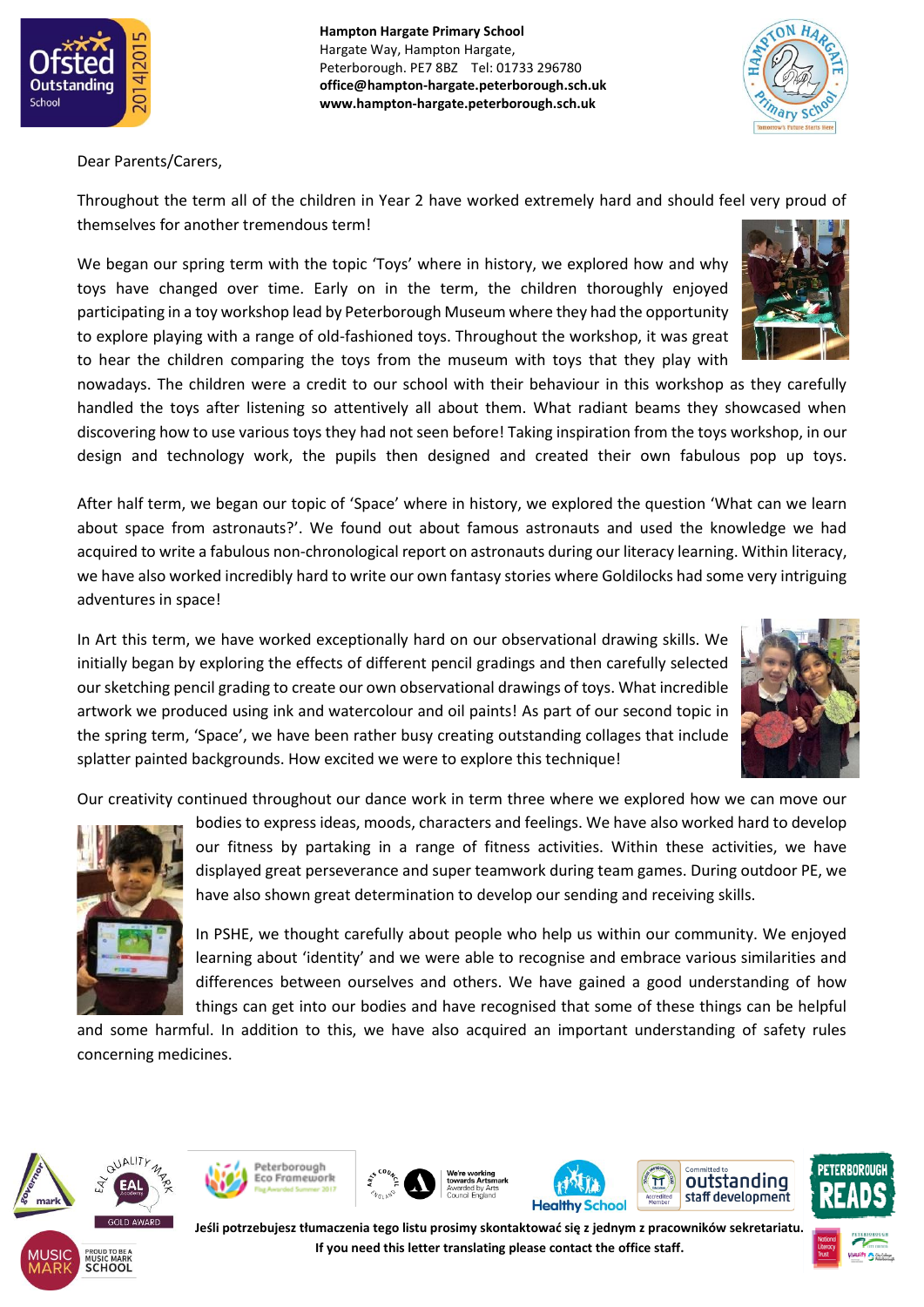**Hampton Hargate Primary School**
Hargate Way, Hampton Hargate,
Peterborough. PE7 8BZ  Tel: 01733 296780
**office@hampton-hargate.peterborough.sch.uk**
**www.hampton-hargate.peterborough.sch.uk**

Dear Parents/Carers,

Throughout the term all of the children in Year 2 have worked extremely hard and should feel very proud of themselves for another tremendous term!

We began our spring term with the topic 'Toys' where in history, we explored how and why toys have changed over time. Early on in the term, the children thoroughly enjoyed participating in a toy workshop lead by Peterborough Museum where they had the opportunity to explore playing with a range of old-fashioned toys. Throughout the workshop, it was great to hear the children comparing the toys from the museum with toys that they play with nowadays. The children were a credit to our school with their behaviour in this workshop as they carefully handled the toys after listening so attentively all about them. What radiant beams they showcased when discovering how to use various toys they had not seen before! Taking inspiration from the toys workshop, in our design and technology work, the pupils then designed and created their own fabulous pop up toys.

After half term, we began our topic of 'Space' where in history, we explored the question 'What can we learn about space from astronauts?'. We found out about famous astronauts and used the knowledge we had acquired to write a fabulous non-chronological report on astronauts during our literacy learning. Within literacy, we have also worked incredibly hard to write our own fantasy stories where Goldilocks had some very intriguing adventures in space!

In Art this term, we have worked exceptionally hard on our observational drawing skills. We initially began by exploring the effects of different pencil gradings and then carefully selected our sketching pencil grading to create our own observational drawings of toys. What incredible artwork we produced using ink and watercolour and oil paints! As part of our second topic in the spring term, 'Space', we have been rather busy creating outstanding collages that include splatter painted backgrounds. How excited we were to explore this technique!

Our creativity continued throughout our dance work in term three where we explored how we can move our bodies to express ideas, moods, characters and feelings. We have also worked hard to develop our fitness by partaking in a range of fitness activities. Within these activities, we have displayed great perseverance and super teamwork during team games. During outdoor PE, we have also shown great determination to develop our sending and receiving skills.

In PSHE, we thought carefully about people who help us within our community. We enjoyed learning about 'identity' and we were able to recognise and embrace various similarities and differences between ourselves and others. We have gained a good understanding of how things can get into our bodies and have recognised that some of these things can be helpful and some harmful. In addition to this, we have also acquired an important understanding of safety rules concerning medicines.

**Jeśli potrzebujesz tłumaczenia tego listu prosimy skontaktować się z jednym z pracowników sekretariatu.**
**If you need this letter translating please contact the office staff.**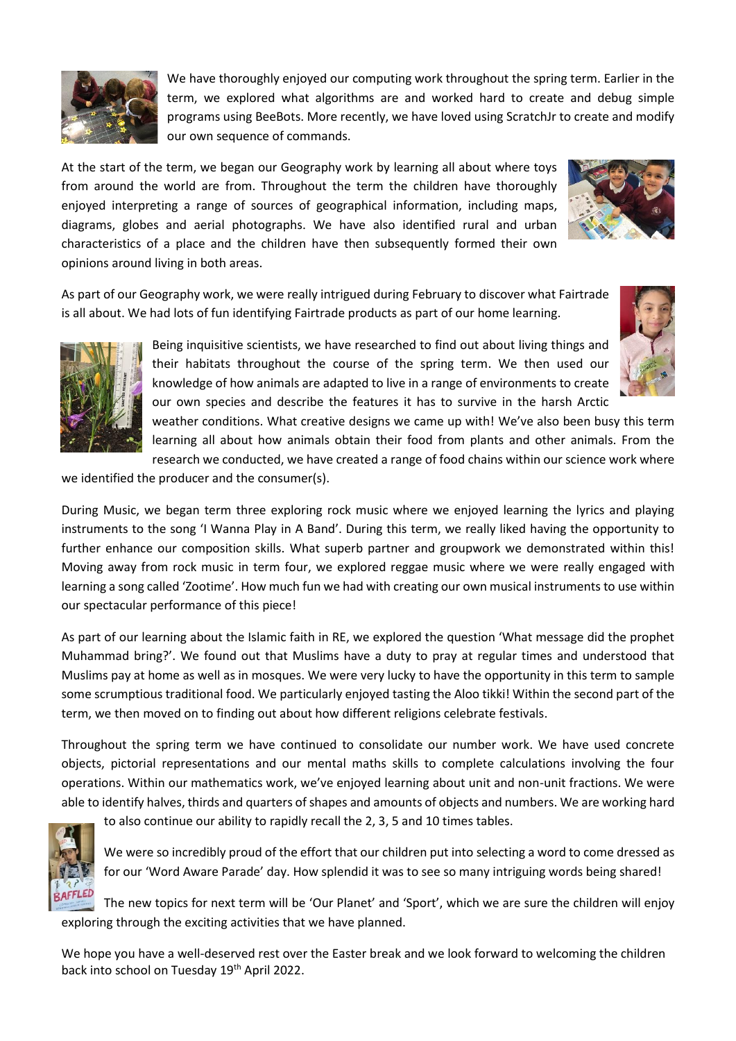We have thoroughly enjoyed our computing work throughout the spring term. Earlier in the term, we explored what algorithms are and worked hard to create and debug simple programs using BeeBots. More recently, we have loved using ScratchJr to create and modify our own sequence of commands.

At the start of the term, we began our Geography work by learning all about where toys from around the world are from. Throughout the term the children have thoroughly enjoyed interpreting a range of sources of geographical information, including maps, diagrams, globes and aerial photographs. We have also identified rural and urban characteristics of a place and the children have then subsequently formed their own opinions around living in both areas.

As part of our Geography work, we were really intrigued during February to discover what Fairtrade is all about. We had lots of fun identifying Fairtrade products as part of our home learning.

Being inquisitive scientists, we have researched to find out about living things and their habitats throughout the course of the spring term. We then used our knowledge of how animals are adapted to live in a range of environments to create our own species and describe the features it has to survive in the harsh Arctic weather conditions. What creative designs we came up with! We've also been busy this term learning all about how animals obtain their food from plants and other animals. From the research we conducted, we have created a range of food chains within our science work where we identified the producer and the consumer(s).

During Music, we began term three exploring rock music where we enjoyed learning the lyrics and playing instruments to the song 'I Wanna Play in A Band'. During this term, we really liked having the opportunity to further enhance our composition skills. What superb partner and groupwork we demonstrated within this! Moving away from rock music in term four, we explored reggae music where we were really engaged with learning a song called 'Zootime'. How much fun we had with creating our own musical instruments to use within our spectacular performance of this piece!

As part of our learning about the Islamic faith in RE, we explored the question 'What message did the prophet Muhammad bring?'. We found out that Muslims have a duty to pray at regular times and understood that Muslims pay at home as well as in mosques. We were very lucky to have the opportunity in this term to sample some scrumptious traditional food. We particularly enjoyed tasting the Aloo tikki! Within the second part of the term, we then moved on to finding out about how different religions celebrate festivals.

Throughout the spring term we have continued to consolidate our number work. We have used concrete objects, pictorial representations and our mental maths skills to complete calculations involving the four operations. Within our mathematics work, we've enjoyed learning about unit and non-unit fractions. We were able to identify halves, thirds and quarters of shapes and amounts of objects and numbers. We are working hard to also continue our ability to rapidly recall the 2, 3, 5 and 10 times tables.

We were so incredibly proud of the effort that our children put into selecting a word to come dressed as for our 'Word Aware Parade' day. How splendid it was to see so many intriguing words being shared!

The new topics for next term will be 'Our Planet' and 'Sport', which we are sure the children will enjoy exploring through the exciting activities that we have planned.

We hope you have a well-deserved rest over the Easter break and we look forward to welcoming the children back into school on Tuesday 19th April 2022.